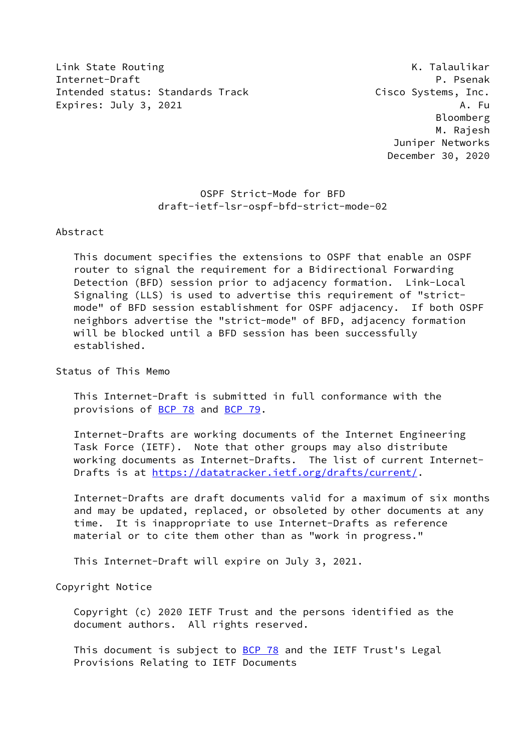Link State Routing                                         K. Talaulikar
Internet-Draft                                                 P. Psenak
Intended status: Standards Track                     Cisco Systems, Inc.
Expires: July 3, 2021                                              A. Fu
                                                               Bloomberg
                                                               M. Rajesh
                                                        Juniper Networks
                                                       December 30, 2020

# OSPF Strict-Mode for BFD

draft-ietf-lsr-ospf-bfd-strict-mode-02

## Abstract

This document specifies the extensions to OSPF that enable an OSPF router to signal the requirement for a Bidirectional Forwarding Detection (BFD) session prior to adjacency formation. Link-Local Signaling (LLS) is used to advertise this requirement of "strict-mode" of BFD session establishment for OSPF adjacency. If both OSPF neighbors advertise the "strict-mode" of BFD, adjacency formation will be blocked until a BFD session has been successfully established.

## Status of This Memo

This Internet-Draft is submitted in full conformance with the provisions of BCP 78 and BCP 79.

Internet-Drafts are working documents of the Internet Engineering Task Force (IETF). Note that other groups may also distribute working documents as Internet-Drafts. The list of current Internet-Drafts is at https://datatracker.ietf.org/drafts/current/.

Internet-Drafts are draft documents valid for a maximum of six months and may be updated, replaced, or obsoleted by other documents at any time. It is inappropriate to use Internet-Drafts as reference material or to cite them other than as "work in progress."

This Internet-Draft will expire on July 3, 2021.

## Copyright Notice

Copyright (c) 2020 IETF Trust and the persons identified as the document authors. All rights reserved.

This document is subject to BCP 78 and the IETF Trust's Legal Provisions Relating to IETF Documents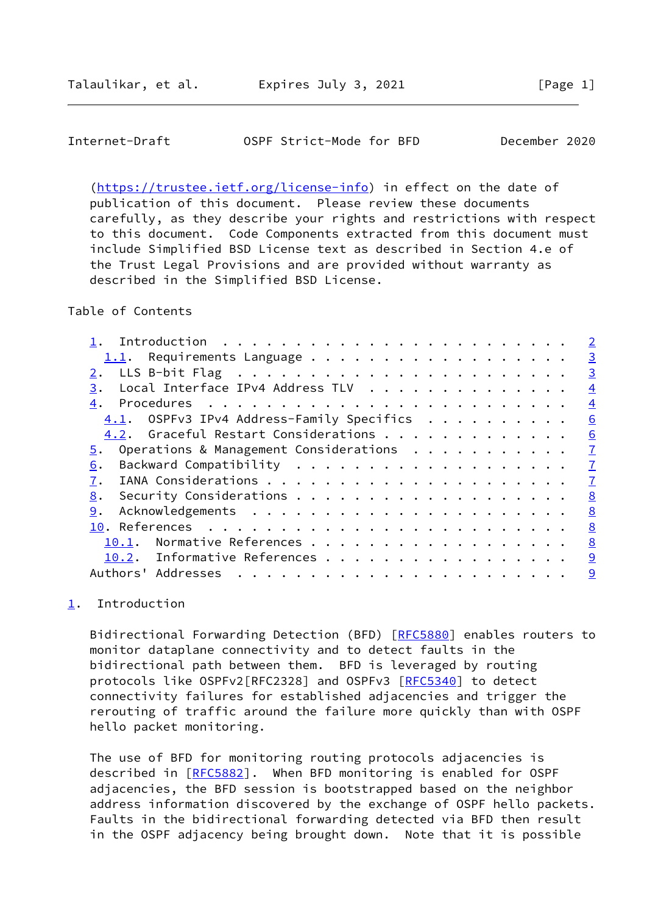(https://trustee.ietf.org/license-info) in effect on the date of publication of this document. Please review these documents carefully, as they describe your rights and restrictions with respect to this document. Code Components extracted from this document must include Simplified BSD License text as described in Section 4.e of the Trust Legal Provisions and are provided without warranty as described in the Simplified BSD License.

Table of Contents

- 1. Introduction . . . . . . . . . . . . . . . . . . . . . . . . 2
  - 1.1. Requirements Language . . . . . . . . . . . . . . . . . . 3
- 2. LLS B-bit Flag . . . . . . . . . . . . . . . . . . . . . . . 3
- 3. Local Interface IPv4 Address TLV . . . . . . . . . . . . . . 4
- 4. Procedures . . . . . . . . . . . . . . . . . . . . . . . . . 4
  - 4.1. OSPFv3 IPv4 Address-Family Specifics . . . . . . . . . . 6
  - 4.2. Graceful Restart Considerations . . . . . . . . . . . . . 6
- 5. Operations & Management Considerations . . . . . . . . . . . 7
- 6. Backward Compatibility . . . . . . . . . . . . . . . . . . . 7
- 7. IANA Considerations . . . . . . . . . . . . . . . . . . . . . 7
- 8. Security Considerations . . . . . . . . . . . . . . . . . . . 8
- 9. Acknowledgements . . . . . . . . . . . . . . . . . . . . . . 8
- 10. References . . . . . . . . . . . . . . . . . . . . . . . . . 8
  - 10.1. Normative References . . . . . . . . . . . . . . . . . . 8
  - 10.2. Informative References . . . . . . . . . . . . . . . . . 9
- Authors' Addresses . . . . . . . . . . . . . . . . . . . . . . . 9

## 1. Introduction

Bidirectional Forwarding Detection (BFD) [RFC5880] enables routers to monitor dataplane connectivity and to detect faults in the bidirectional path between them. BFD is leveraged by routing protocols like OSPFv2[RFC2328] and OSPFv3 [RFC5340] to detect connectivity failures for established adjacencies and trigger the rerouting of traffic around the failure more quickly than with OSPF hello packet monitoring.

The use of BFD for monitoring routing protocols adjacencies is described in [RFC5882]. When BFD monitoring is enabled for OSPF adjacencies, the BFD session is bootstrapped based on the neighbor address information discovered by the exchange of OSPF hello packets. Faults in the bidirectional forwarding detected via BFD then result in the OSPF adjacency being brought down. Note that it is possible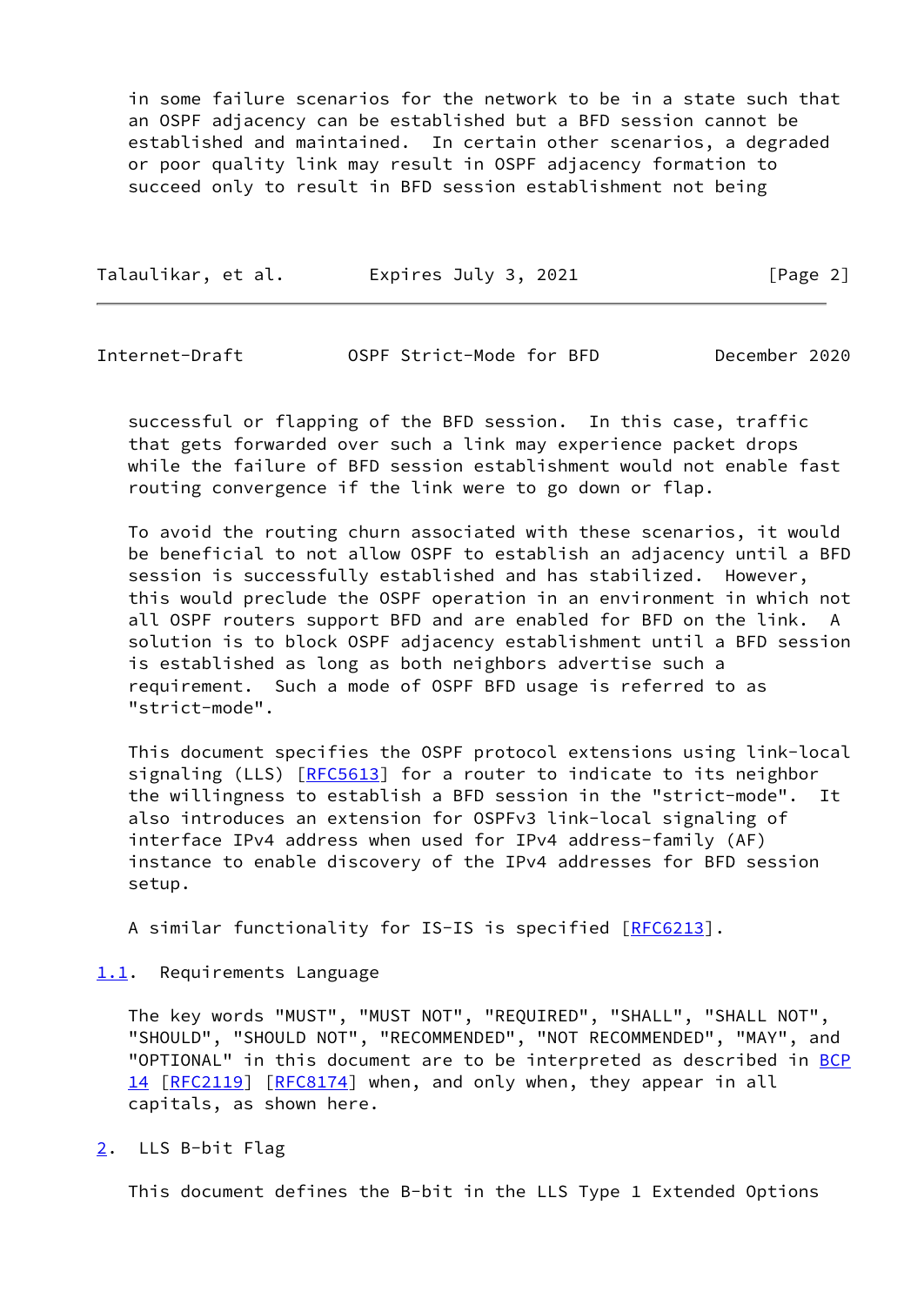in some failure scenarios for the network to be in a state such that an OSPF adjacency can be established but a BFD session cannot be established and maintained. In certain other scenarios, a degraded or poor quality link may result in OSPF adjacency formation to succeed only to result in BFD session establishment not being successful or flapping of the BFD session. In this case, traffic that gets forwarded over such a link may experience packet drops while the failure of BFD session establishment would not enable fast routing convergence if the link were to go down or flap.

To avoid the routing churn associated with these scenarios, it would be beneficial to not allow OSPF to establish an adjacency until a BFD session is successfully established and has stabilized. However, this would preclude the OSPF operation in an environment in which not all OSPF routers support BFD and are enabled for BFD on the link. A solution is to block OSPF adjacency establishment until a BFD session is established as long as both neighbors advertise such a requirement. Such a mode of OSPF BFD usage is referred to as "strict-mode".

This document specifies the OSPF protocol extensions using link-local signaling (LLS) [RFC5613] for a router to indicate to its neighbor the willingness to establish a BFD session in the "strict-mode". It also introduces an extension for OSPFv3 link-local signaling of interface IPv4 address when used for IPv4 address-family (AF) instance to enable discovery of the IPv4 addresses for BFD session setup.

A similar functionality for IS-IS is specified [RFC6213].

## 1.1. Requirements Language

The key words "MUST", "MUST NOT", "REQUIRED", "SHALL", "SHALL NOT", "SHOULD", "SHOULD NOT", "RECOMMENDED", "NOT RECOMMENDED", "MAY", and "OPTIONAL" in this document are to be interpreted as described in BCP 14 [RFC2119] [RFC8174] when, and only when, they appear in all capitals, as shown here.

# 2. LLS B-bit Flag

This document defines the B-bit in the LLS Type 1 Extended Options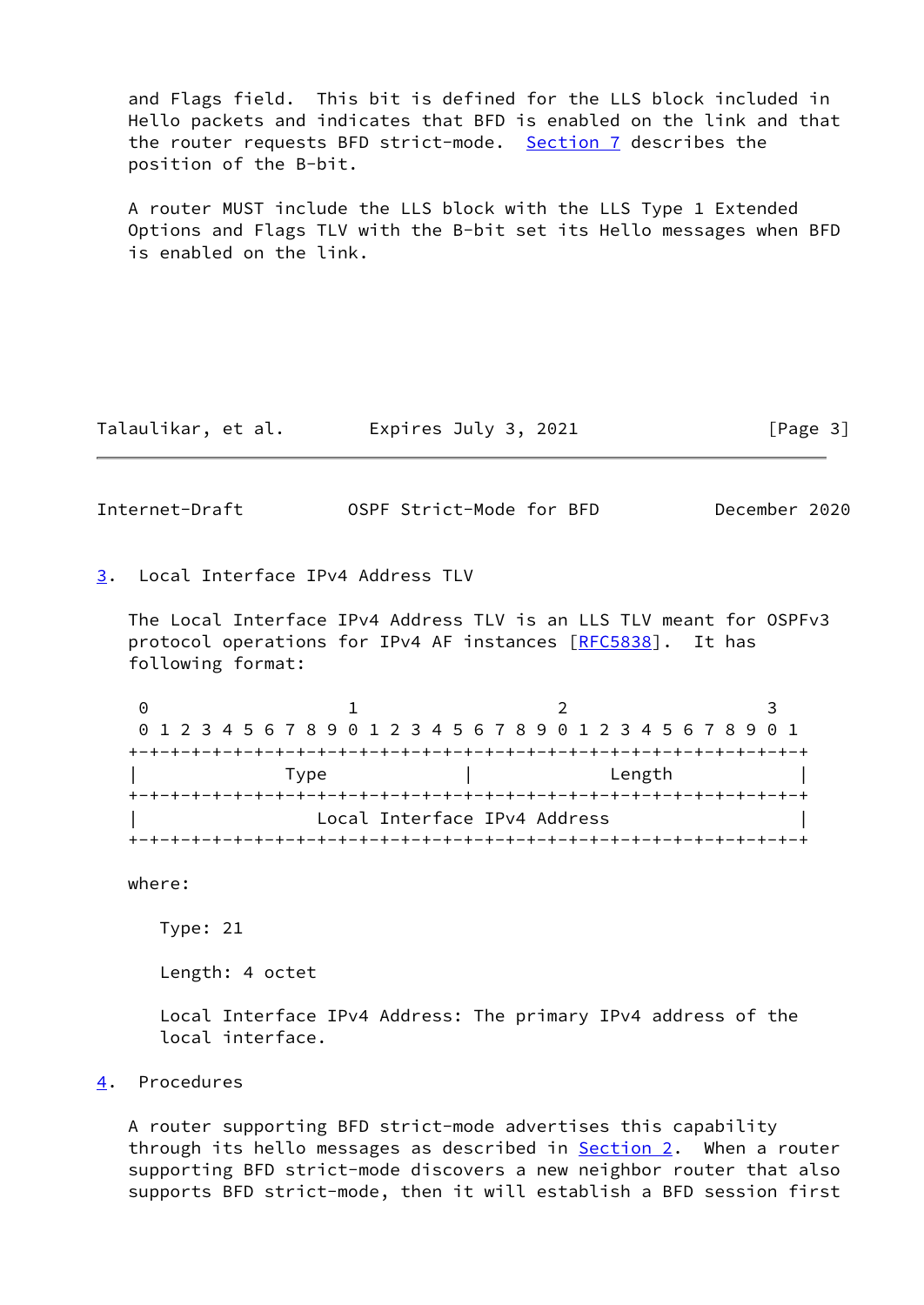and Flags field. This bit is defined for the LLS block included in Hello packets and indicates that BFD is enabled on the link and that the router requests BFD strict-mode. Section 7 describes the position of the B-bit.

A router MUST include the LLS block with the LLS Type 1 Extended Options and Flags TLV with the B-bit set its Hello messages when BFD is enabled on the link.

## 3. Local Interface IPv4 Address TLV

The Local Interface IPv4 Address TLV is an LLS TLV meant for OSPFv3 protocol operations for IPv4 AF instances [RFC5838]. It has following format:

```
 0                   1                   2                   3
 0 1 2 3 4 5 6 7 8 9 0 1 2 3 4 5 6 7 8 9 0 1 2 3 4 5 6 7 8 9 0 1
+-+-+-+-+-+-+-+-+-+-+-+-+-+-+-+-+-+-+-+-+-+-+-+-+-+-+-+-+-+-+-+-+
|              Type             |             Length            |
+-+-+-+-+-+-+-+-+-+-+-+-+-+-+-+-+-+-+-+-+-+-+-+-+-+-+-+-+-+-+-+-+
|                 Local Interface IPv4 Address                  |
+-+-+-+-+-+-+-+-+-+-+-+-+-+-+-+-+-+-+-+-+-+-+-+-+-+-+-+-+-+-+-+-+
```

where:

Type: 21

Length: 4 octet

Local Interface IPv4 Address: The primary IPv4 address of the local interface.

## 4. Procedures

A router supporting BFD strict-mode advertises this capability through its hello messages as described in Section 2. When a router supporting BFD strict-mode discovers a new neighbor router that also supports BFD strict-mode, then it will establish a BFD session first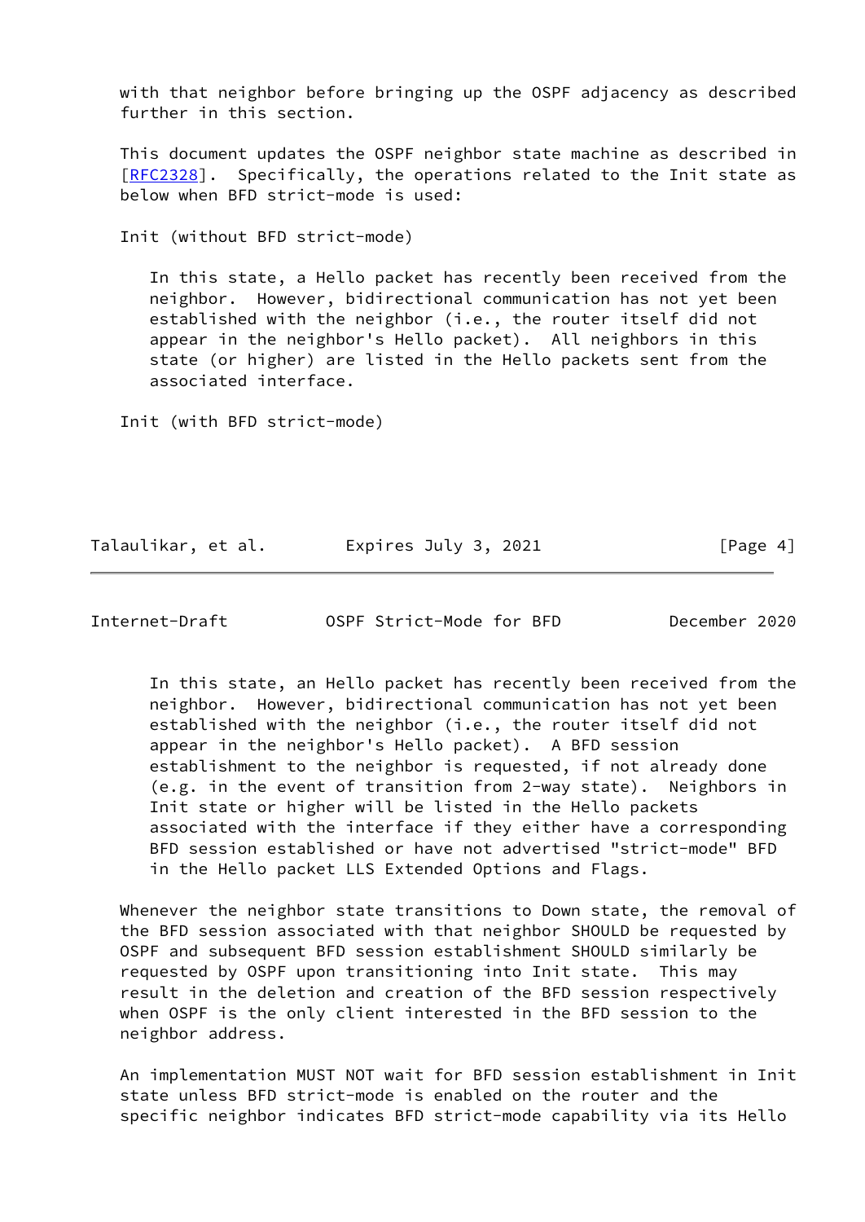with that neighbor before bringing up the OSPF adjacency as described further in this section.

This document updates the OSPF neighbor state machine as described in [RFC2328]. Specifically, the operations related to the Init state as below when BFD strict-mode is used:

Init (without BFD strict-mode)

> In this state, a Hello packet has recently been received from the neighbor. However, bidirectional communication has not yet been established with the neighbor (i.e., the router itself did not appear in the neighbor's Hello packet). All neighbors in this state (or higher) are listed in the Hello packets sent from the associated interface.

Init (with BFD strict-mode)

> In this state, an Hello packet has recently been received from the neighbor. However, bidirectional communication has not yet been established with the neighbor (i.e., the router itself did not appear in the neighbor's Hello packet). A BFD session establishment to the neighbor is requested, if not already done (e.g. in the event of transition from 2-way state). Neighbors in Init state or higher will be listed in the Hello packets associated with the interface if they either have a corresponding BFD session established or have not advertised "strict-mode" BFD in the Hello packet LLS Extended Options and Flags.

Whenever the neighbor state transitions to Down state, the removal of the BFD session associated with that neighbor SHOULD be requested by OSPF and subsequent BFD session establishment SHOULD similarly be requested by OSPF upon transitioning into Init state. This may result in the deletion and creation of the BFD session respectively when OSPF is the only client interested in the BFD session to the neighbor address.

An implementation MUST NOT wait for BFD session establishment in Init state unless BFD strict-mode is enabled on the router and the specific neighbor indicates BFD strict-mode capability via its Hello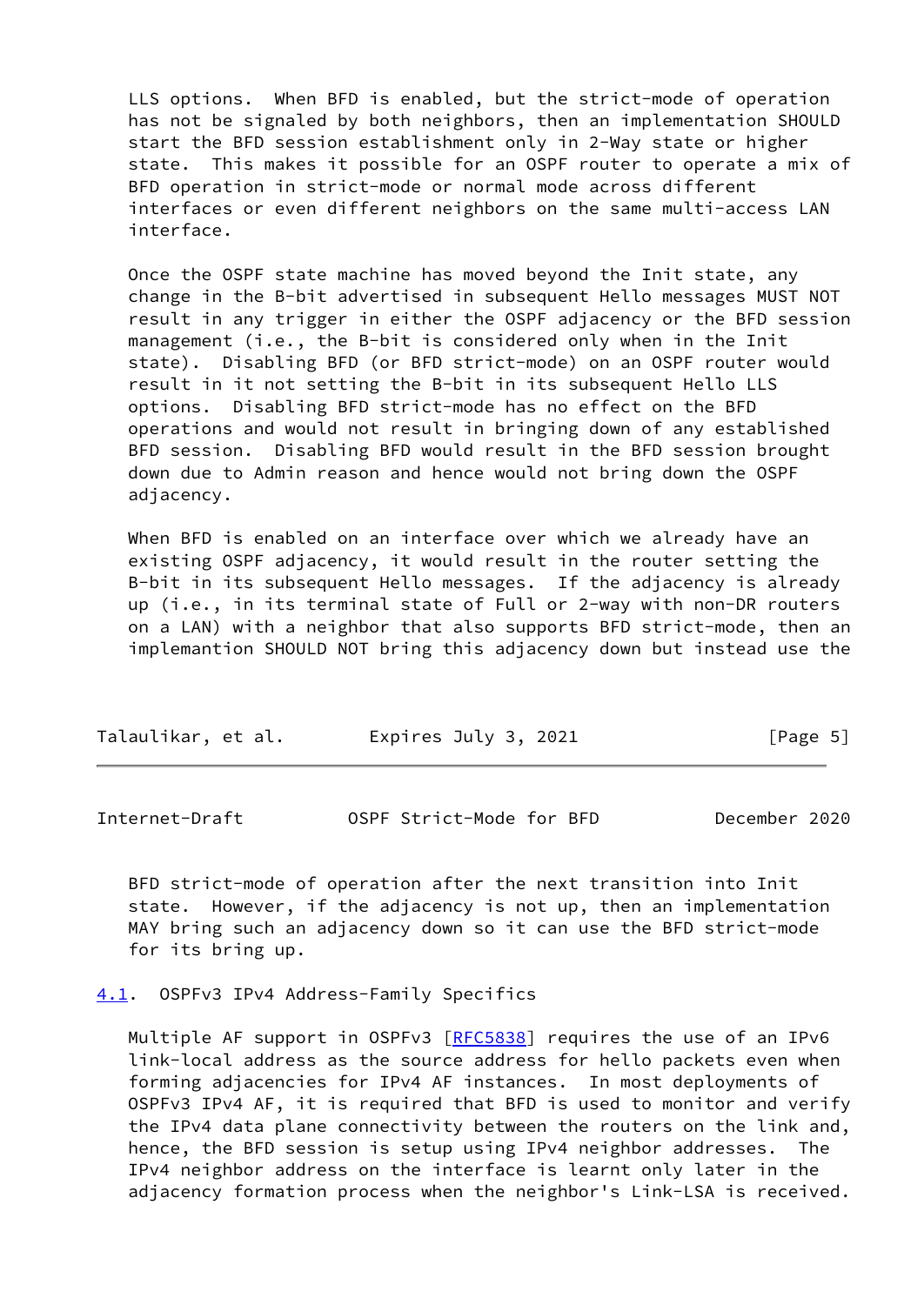LLS options. When BFD is enabled, but the strict-mode of operation has not be signaled by both neighbors, then an implementation SHOULD start the BFD session establishment only in 2-Way state or higher state. This makes it possible for an OSPF router to operate a mix of BFD operation in strict-mode or normal mode across different interfaces or even different neighbors on the same multi-access LAN interface.

Once the OSPF state machine has moved beyond the Init state, any change in the B-bit advertised in subsequent Hello messages MUST NOT result in any trigger in either the OSPF adjacency or the BFD session management (i.e., the B-bit is considered only when in the Init state). Disabling BFD (or BFD strict-mode) on an OSPF router would result in it not setting the B-bit in its subsequent Hello LLS options. Disabling BFD strict-mode has no effect on the BFD operations and would not result in bringing down of any established BFD session. Disabling BFD would result in the BFD session brought down due to Admin reason and hence would not bring down the OSPF adjacency.

When BFD is enabled on an interface over which we already have an existing OSPF adjacency, it would result in the router setting the B-bit in its subsequent Hello messages. If the adjacency is already up (i.e., in its terminal state of Full or 2-way with non-DR routers on a LAN) with a neighbor that also supports BFD strict-mode, then an implemantion SHOULD NOT bring this adjacency down but instead use the BFD strict-mode of operation after the next transition into Init state. However, if the adjacency is not up, then an implementation MAY bring such an adjacency down so it can use the BFD strict-mode for its bring up.

### 4.1. OSPFv3 IPv4 Address-Family Specifics

Multiple AF support in OSPFv3 [RFC5838] requires the use of an IPv6 link-local address as the source address for hello packets even when forming adjacencies for IPv4 AF instances. In most deployments of OSPFv3 IPv4 AF, it is required that BFD is used to monitor and verify the IPv4 data plane connectivity between the routers on the link and, hence, the BFD session is setup using IPv4 neighbor addresses. The IPv4 neighbor address on the interface is learnt only later in the adjacency formation process when the neighbor's Link-LSA is received.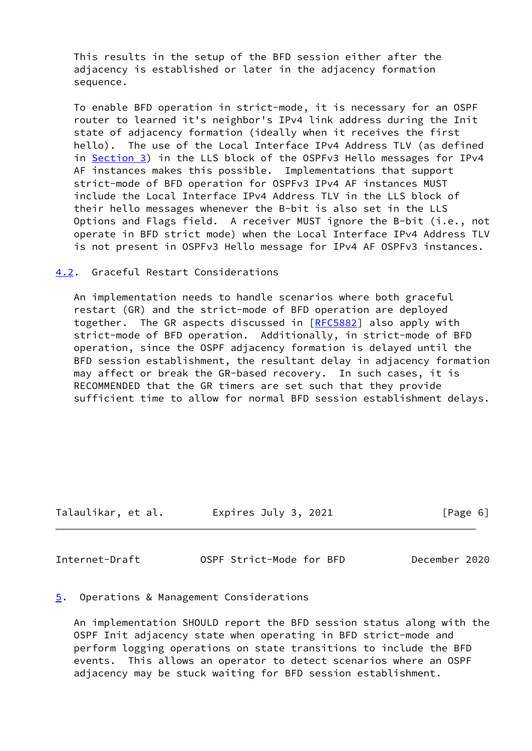This results in the setup of the BFD session either after the adjacency is established or later in the adjacency formation sequence.

To enable BFD operation in strict-mode, it is necessary for an OSPF router to learned it's neighbor's IPv4 link address during the Init state of adjacency formation (ideally when it receives the first hello). The use of the Local Interface IPv4 Address TLV (as defined in Section 3) in the LLS block of the OSPFv3 Hello messages for IPv4 AF instances makes this possible. Implementations that support strict-mode of BFD operation for OSPFv3 IPv4 AF instances MUST include the Local Interface IPv4 Address TLV in the LLS block of their hello messages whenever the B-bit is also set in the LLS Options and Flags field. A receiver MUST ignore the B-bit (i.e., not operate in BFD strict mode) when the Local Interface IPv4 Address TLV is not present in OSPFv3 Hello message for IPv4 AF OSPFv3 instances.

### 4.2. Graceful Restart Considerations

An implementation needs to handle scenarios where both graceful restart (GR) and the strict-mode of BFD operation are deployed together. The GR aspects discussed in [RFC5882] also apply with strict-mode of BFD operation. Additionally, in strict-mode of BFD operation, since the OSPF adjacency formation is delayed until the BFD session establishment, the resultant delay in adjacency formation may affect or break the GR-based recovery. In such cases, it is RECOMMENDED that the GR timers are set such that they provide sufficient time to allow for normal BFD session establishment delays.

## 5. Operations & Management Considerations

An implementation SHOULD report the BFD session status along with the OSPF Init adjacency state when operating in BFD strict-mode and perform logging operations on state transitions to include the BFD events. This allows an operator to detect scenarios where an OSPF adjacency may be stuck waiting for BFD session establishment.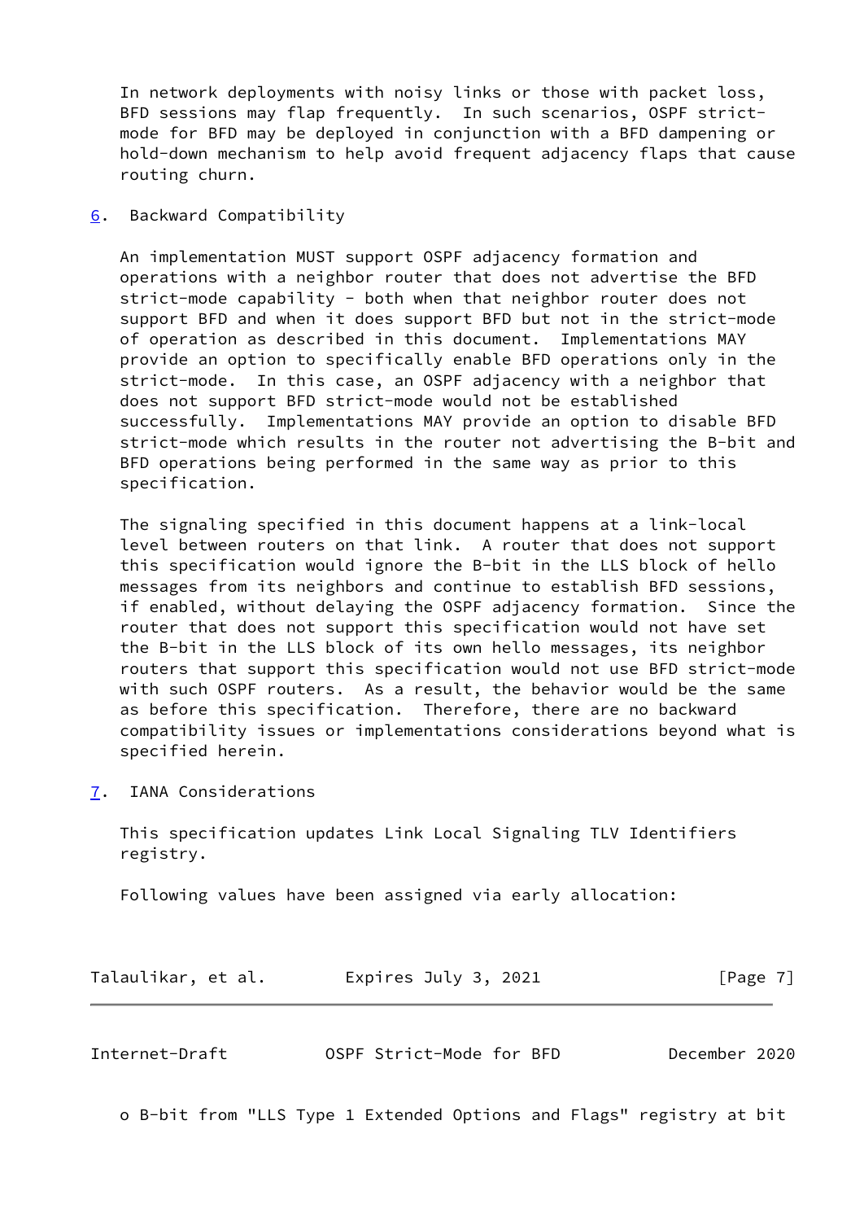In network deployments with noisy links or those with packet loss, BFD sessions may flap frequently. In such scenarios, OSPF strict-mode for BFD may be deployed in conjunction with a BFD dampening or hold-down mechanism to help avoid frequent adjacency flaps that cause routing churn.

## 6. Backward Compatibility

An implementation MUST support OSPF adjacency formation and operations with a neighbor router that does not advertise the BFD strict-mode capability - both when that neighbor router does not support BFD and when it does support BFD but not in the strict-mode of operation as described in this document. Implementations MAY provide an option to specifically enable BFD operations only in the strict-mode. In this case, an OSPF adjacency with a neighbor that does not support BFD strict-mode would not be established successfully. Implementations MAY provide an option to disable BFD strict-mode which results in the router not advertising the B-bit and BFD operations being performed in the same way as prior to this specification.

The signaling specified in this document happens at a link-local level between routers on that link. A router that does not support this specification would ignore the B-bit in the LLS block of hello messages from its neighbors and continue to establish BFD sessions, if enabled, without delaying the OSPF adjacency formation. Since the router that does not support this specification would not have set the B-bit in the LLS block of its own hello messages, its neighbor routers that support this specification would not use BFD strict-mode with such OSPF routers. As a result, the behavior would be the same as before this specification. Therefore, there are no backward compatibility issues or implementations considerations beyond what is specified herein.

## 7. IANA Considerations

This specification updates Link Local Signaling TLV Identifiers registry.

Following values have been assigned via early allocation:

o B-bit from "LLS Type 1 Extended Options and Flags" registry at bit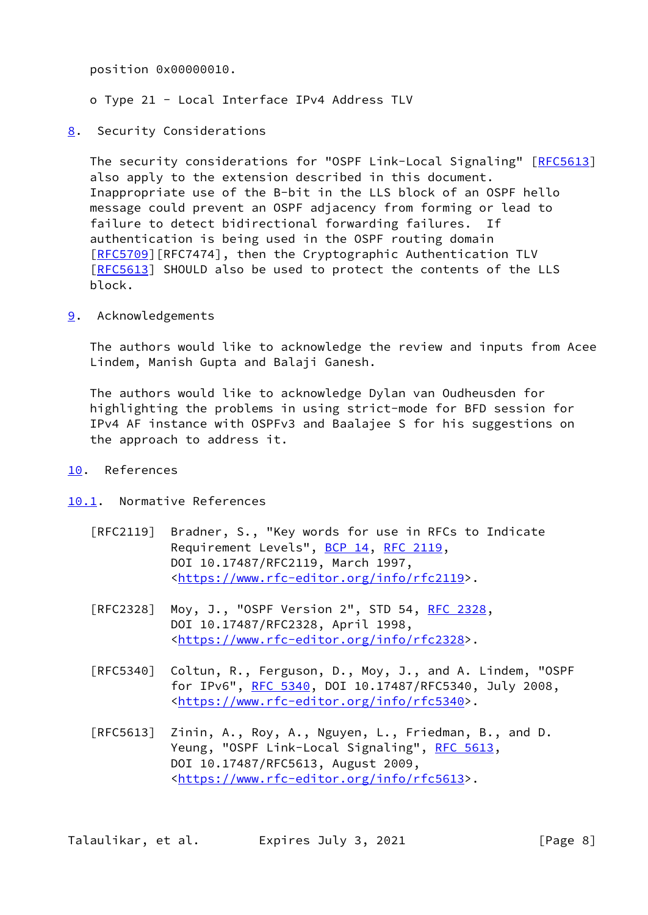position 0x00000010.

o Type 21 - Local Interface IPv4 Address TLV

## 8. Security Considerations

The security considerations for "OSPF Link-Local Signaling" [RFC5613] also apply to the extension described in this document. Inappropriate use of the B-bit in the LLS block of an OSPF hello message could prevent an OSPF adjacency from forming or lead to failure to detect bidirectional forwarding failures. If authentication is being used in the OSPF routing domain [RFC5709][RFC7474], then the Cryptographic Authentication TLV [RFC5613] SHOULD also be used to protect the contents of the LLS block.

## 9. Acknowledgements

The authors would like to acknowledge the review and inputs from Acee Lindem, Manish Gupta and Balaji Ganesh.

The authors would like to acknowledge Dylan van Oudheusden for highlighting the problems in using strict-mode for BFD session for IPv4 AF instance with OSPFv3 and Baalajee S for his suggestions on the approach to address it.

## 10. References

### 10.1. Normative References

[RFC2119] Bradner, S., "Key words for use in RFCs to Indicate Requirement Levels", BCP 14, RFC 2119, DOI 10.17487/RFC2119, March 1997, <https://www.rfc-editor.org/info/rfc2119>.

[RFC2328] Moy, J., "OSPF Version 2", STD 54, RFC 2328, DOI 10.17487/RFC2328, April 1998, <https://www.rfc-editor.org/info/rfc2328>.

[RFC5340] Coltun, R., Ferguson, D., Moy, J., and A. Lindem, "OSPF for IPv6", RFC 5340, DOI 10.17487/RFC5340, July 2008, <https://www.rfc-editor.org/info/rfc5340>.

[RFC5613] Zinin, A., Roy, A., Nguyen, L., Friedman, B., and D. Yeung, "OSPF Link-Local Signaling", RFC 5613, DOI 10.17487/RFC5613, August 2009, <https://www.rfc-editor.org/info/rfc5613>.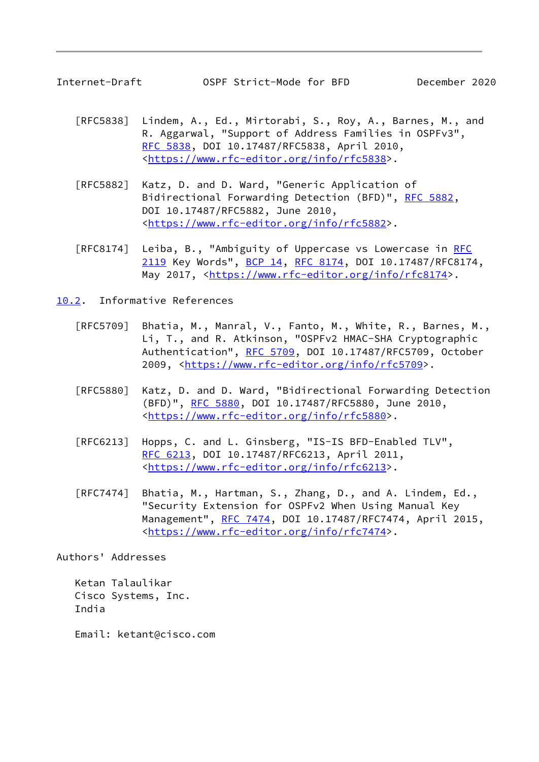[RFC5838] Lindem, A., Ed., Mirtorabi, S., Roy, A., Barnes, M., and R. Aggarwal, "Support of Address Families in OSPFv3", RFC 5838, DOI 10.17487/RFC5838, April 2010, <https://www.rfc-editor.org/info/rfc5838>.

[RFC5882] Katz, D. and D. Ward, "Generic Application of Bidirectional Forwarding Detection (BFD)", RFC 5882, DOI 10.17487/RFC5882, June 2010, <https://www.rfc-editor.org/info/rfc5882>.

[RFC8174] Leiba, B., "Ambiguity of Uppercase vs Lowercase in RFC 2119 Key Words", BCP 14, RFC 8174, DOI 10.17487/RFC8174, May 2017, <https://www.rfc-editor.org/info/rfc8174>.

### 10.2. Informative References

[RFC5709] Bhatia, M., Manral, V., Fanto, M., White, R., Barnes, M., Li, T., and R. Atkinson, "OSPFv2 HMAC-SHA Cryptographic Authentication", RFC 5709, DOI 10.17487/RFC5709, October 2009, <https://www.rfc-editor.org/info/rfc5709>.

[RFC5880] Katz, D. and D. Ward, "Bidirectional Forwarding Detection (BFD)", RFC 5880, DOI 10.17487/RFC5880, June 2010, <https://www.rfc-editor.org/info/rfc5880>.

[RFC6213] Hopps, C. and L. Ginsberg, "IS-IS BFD-Enabled TLV", RFC 6213, DOI 10.17487/RFC6213, April 2011, <https://www.rfc-editor.org/info/rfc6213>.

[RFC7474] Bhatia, M., Hartman, S., Zhang, D., and A. Lindem, Ed., "Security Extension for OSPFv2 When Using Manual Key Management", RFC 7474, DOI 10.17487/RFC7474, April 2015, <https://www.rfc-editor.org/info/rfc7474>.

## Authors' Addresses

Ketan Talaulikar
Cisco Systems, Inc.
India

Email: ketant@cisco.com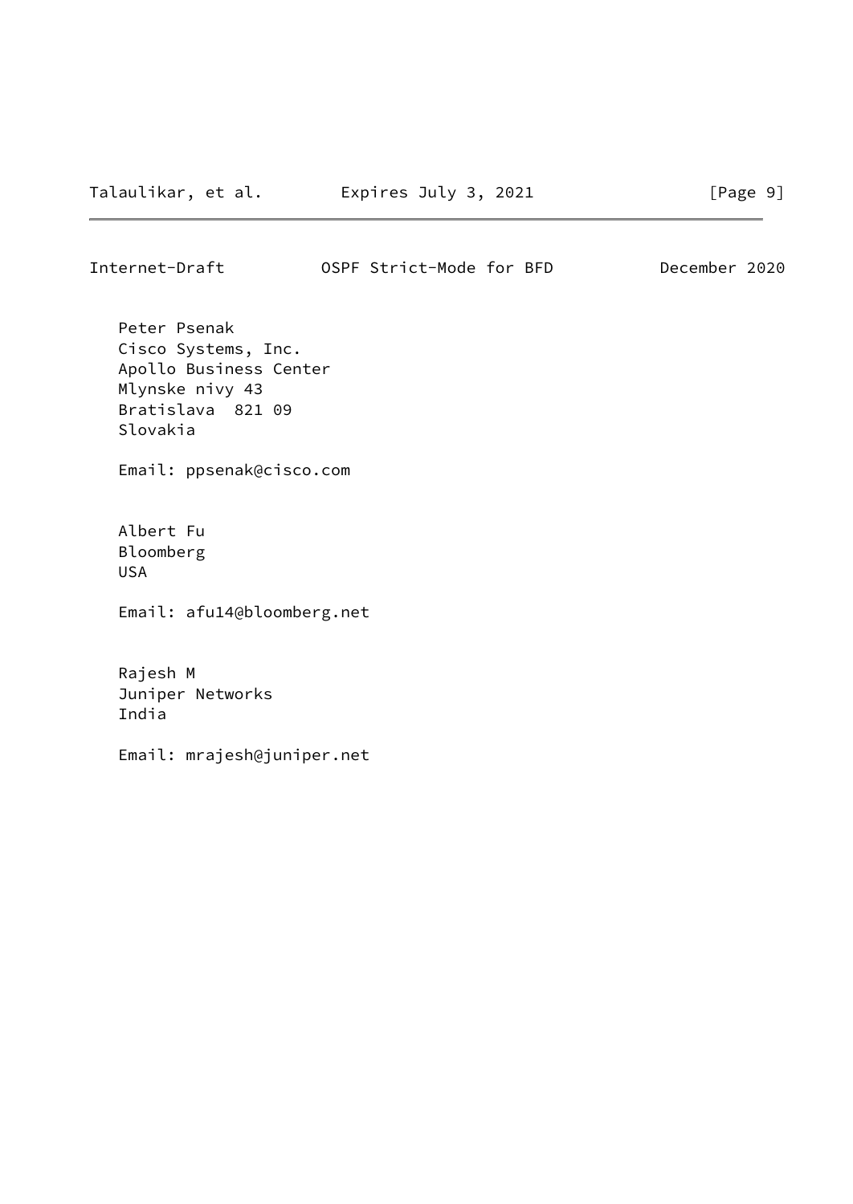Peter Psenak
Cisco Systems, Inc.
Apollo Business Center
Mlynske nivy 43
Bratislava  821 09
Slovakia

Email: ppsenak@cisco.com

Albert Fu
Bloomberg
USA

Email: afu14@bloomberg.net

Rajesh M
Juniper Networks
India

Email: mrajesh@juniper.net